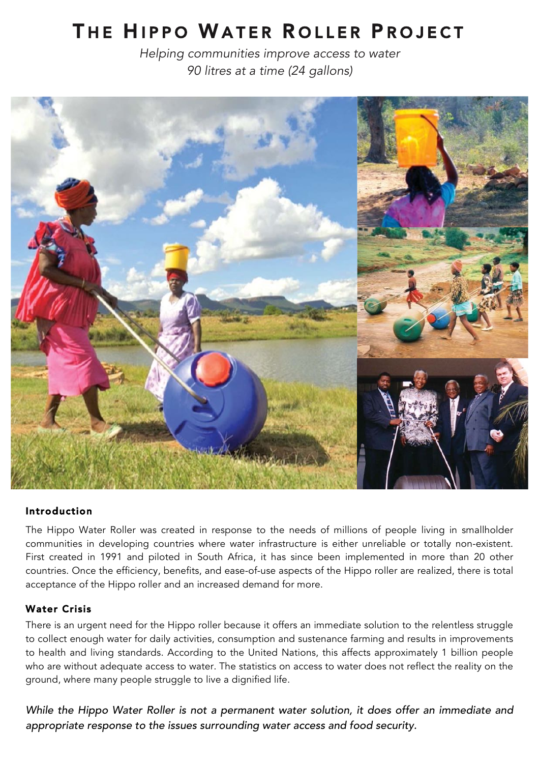# The Hippo Water Roller Project

*Helping communities improve access to water*
*90 litres at a time (24 gallons)*

## Introduction

The Hippo Water Roller was created in response to the needs of millions of people living in smallholder communities in developing countries where water infrastructure is either unreliable or totally non-existent. First created in 1991 and piloted in South Africa, it has since been implemented in more than 20 other countries. Once the efficiency, benefits, and ease-of-use aspects of the Hippo roller are realized, there is total acceptance of the Hippo roller and an increased demand for more.

## Water Crisis

There is an urgent need for the Hippo roller because it offers an immediate solution to the relentless struggle to collect enough water for daily activities, consumption and sustenance farming and results in improvements to health and living standards. According to the United Nations, this affects approximately 1 billion people who are without adequate access to water. The statistics on access to water does not reflect the reality on the ground, where many people struggle to live a dignified life.

*While the Hippo Water Roller is not a permanent water solution, it does offer an immediate and appropriate response to the issues surrounding water access and food security.*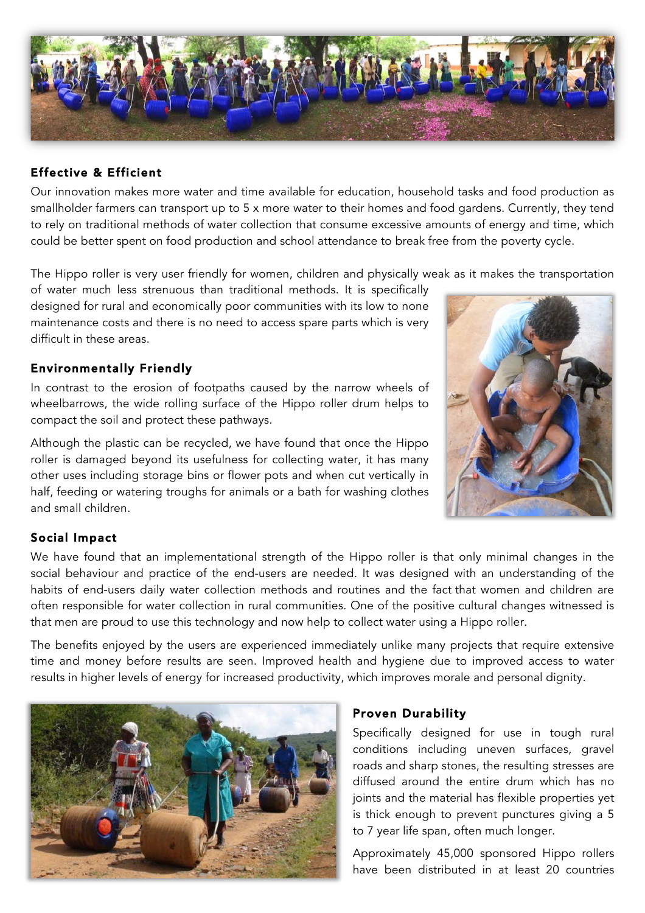### Effective & Efficient

Our innovation makes more water and time available for education, household tasks and food production as smallholder farmers can transport up to 5 x more water to their homes and food gardens. Currently, they tend to rely on traditional methods of water collection that consume excessive amounts of energy and time, which could be better spent on food production and school attendance to break free from the poverty cycle.

The Hippo roller is very user friendly for women, children and physically weak as it makes the transportation of water much less strenuous than traditional methods. It is specifically designed for rural and economically poor communities with its low to none maintenance costs and there is no need to access spare parts which is very difficult in these areas.

### Environmentally Friendly

In contrast to the erosion of footpaths caused by the narrow wheels of wheelbarrows, the wide rolling surface of the Hippo roller drum helps to compact the soil and protect these pathways.

Although the plastic can be recycled, we have found that once the Hippo roller is damaged beyond its usefulness for collecting water, it has many other uses including storage bins or flower pots and when cut vertically in half, feeding or watering troughs for animals or a bath for washing clothes and small children.

### Social Impact

We have found that an implementational strength of the Hippo roller is that only minimal changes in the social behaviour and practice of the end-users are needed. It was designed with an understanding of the habits of end-users daily water collection methods and routines and the fact that women and children are often responsible for water collection in rural communities. One of the positive cultural changes witnessed is that men are proud to use this technology and now help to collect water using a Hippo roller.

The benefits enjoyed by the users are experienced immediately unlike many projects that require extensive time and money before results are seen. Improved health and hygiene due to improved access to water results in higher levels of energy for increased productivity, which improves morale and personal dignity.

### Proven Durability

Specifically designed for use in tough rural conditions including uneven surfaces, gravel roads and sharp stones, the resulting stresses are diffused around the entire drum which has no joints and the material has flexible properties yet is thick enough to prevent punctures giving a 5 to 7 year life span, often much longer.

Approximately 45,000 sponsored Hippo rollers have been distributed in at least 20 countries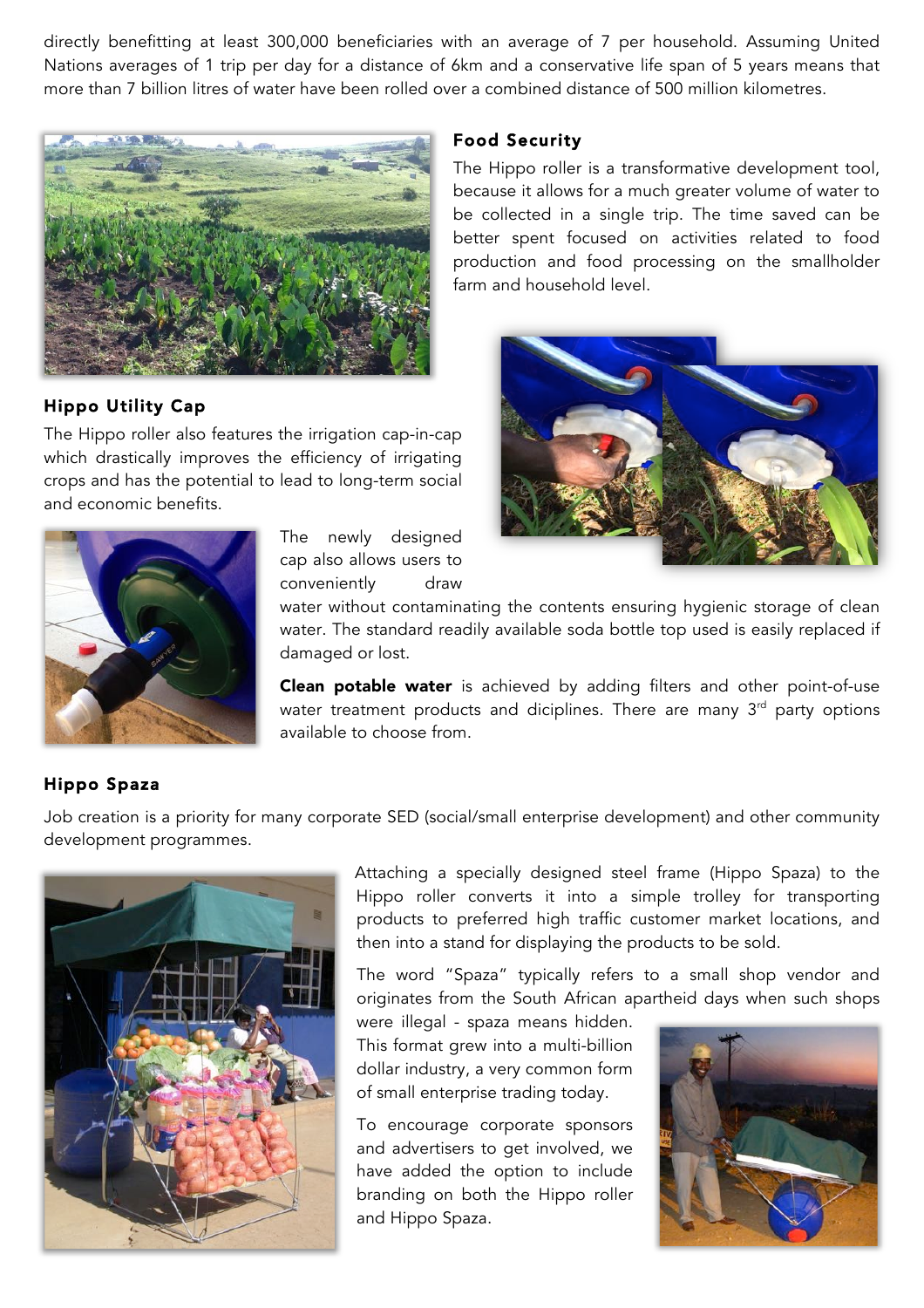directly benefitting at least 300,000 beneficiaries with an average of 7 per household. Assuming United Nations averages of 1 trip per day for a distance of 6km and a conservative life span of 5 years means that more than 7 billion litres of water have been rolled over a combined distance of 500 million kilometres.

## Food Security

The Hippo roller is a transformative development tool, because it allows for a much greater volume of water to be collected in a single trip. The time saved can be better spent focused on activities related to food production and food processing on the smallholder farm and household level.

## Hippo Utility Cap

The Hippo roller also features the irrigation cap-in-cap which drastically improves the efficiency of irrigating crops and has the potential to lead to long-term social and economic benefits.

The newly designed cap also allows users to conveniently draw water without contaminating the contents ensuring hygienic storage of clean water. The standard readily available soda bottle top used is easily replaced if damaged or lost.

**Clean potable water** is achieved by adding filters and other point-of-use water treatment products and diciplines. There are many 3rd party options available to choose from.

## Hippo Spaza

Job creation is a priority for many corporate SED (social/small enterprise development) and other community development programmes.

Attaching a specially designed steel frame (Hippo Spaza) to the Hippo roller converts it into a simple trolley for transporting products to preferred high traffic customer market locations, and then into a stand for displaying the products to be sold.

The word "Spaza" typically refers to a small shop vendor and originates from the South African apartheid days when such shops were illegal - spaza means hidden. This format grew into a multi-billion dollar industry, a very common form of small enterprise trading today.

To encourage corporate sponsors and advertisers to get involved, we have added the option to include branding on both the Hippo roller and Hippo Spaza.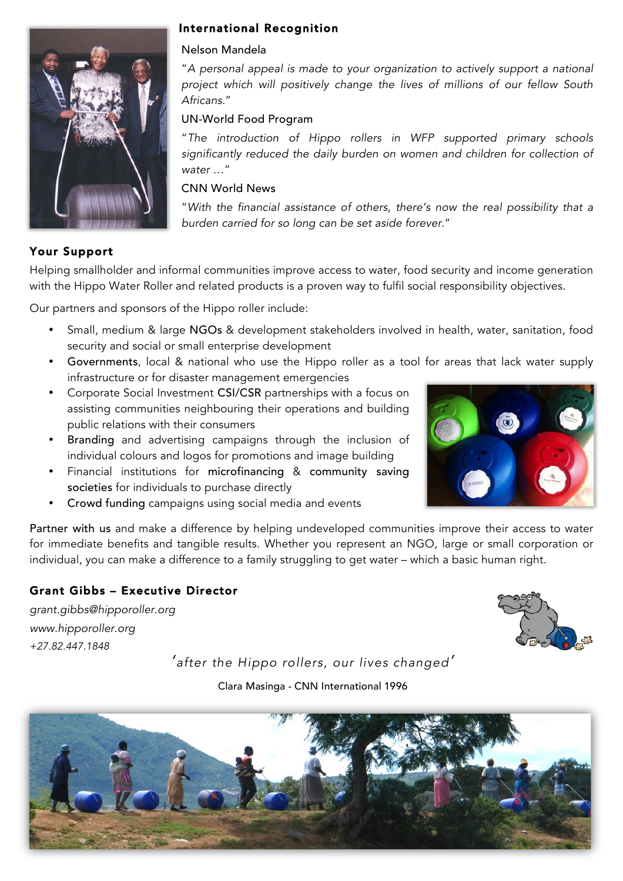## International Recognition

Nelson Mandela

"*A personal appeal is made to your organization to actively support a national project which will positively change the lives of millions of our fellow South Africans.*"

UN-World Food Program

"*The introduction of Hippo rollers in WFP supported primary schools significantly reduced the daily burden on women and children for collection of water …*"

CNN World News

"*With the financial assistance of others, there's now the real possibility that a burden carried for so long can be set aside forever.*"

## Your Support

Helping smallholder and informal communities improve access to water, food security and income generation with the Hippo Water Roller and related products is a proven way to fulfil social responsibility objectives.

Our partners and sponsors of the Hippo roller include:

- Small, medium & large NGOs & development stakeholders involved in health, water, sanitation, food security and social or small enterprise development
- Governments, local & national who use the Hippo roller as a tool for areas that lack water supply infrastructure or for disaster management emergencies
- Corporate Social Investment CSI/CSR partnerships with a focus on assisting communities neighbouring their operations and building public relations with their consumers
- Branding and advertising campaigns through the inclusion of individual colours and logos for promotions and image building
- Financial institutions for microfinancing & community saving societies for individuals to purchase directly
- Crowd funding campaigns using social media and events

Partner with us and make a difference by helping undeveloped communities improve their access to water for immediate benefits and tangible results. Whether you represent an NGO, large or small corporation or individual, you can make a difference to a family struggling to get water – which a basic human right.

## Grant Gibbs – Executive Director

*grant.gibbs@hipporoller.org*

*www.hipporoller.org*

*+27.82.447.1848*

*'after the Hippo rollers, our lives changed'*

Clara Masinga - CNN International 1996